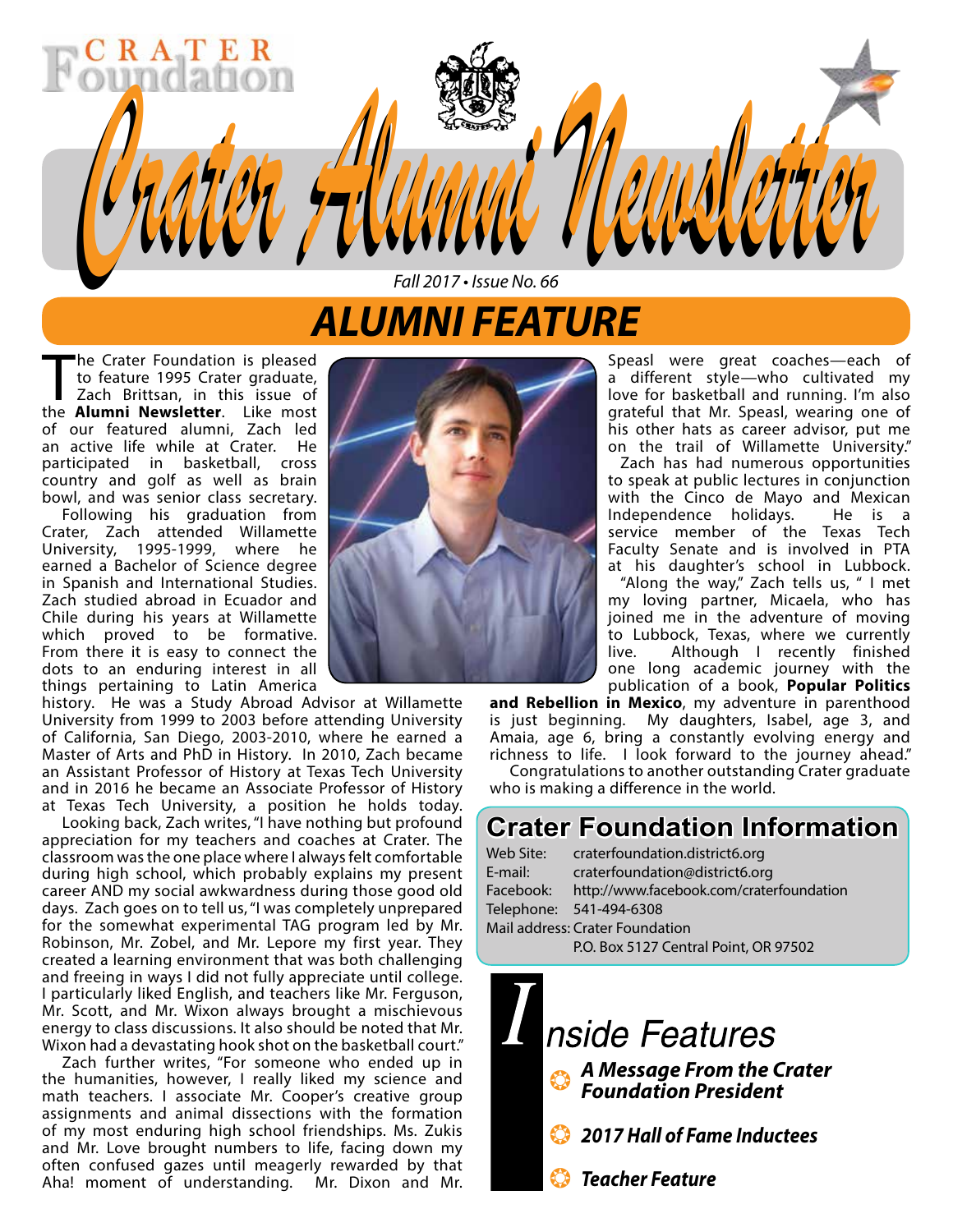# Crater Alumni Newsletter

*Fall 2017 • Issue No. 66*

## ALUMNI FEATURE

The Crater Foundation is pleased to feature 1995 Crater graduate, Zach Brittsan, in this issue of the **Alumni Newsletter**. Like most of our featured alumni, Zach led an active life while at Crater. He participated in basketball, cross country and golf as well as brain bowl, and was senior class secretary.

Following his graduation from Crater, Zach attended Willamette University, 1995-1999, where he earned a Bachelor of Science degree in Spanish and International Studies. Zach studied abroad in Ecuador and Chile during his years at Willamette which proved to be formative. From there it is easy to connect the dots to an enduring interest in all things pertaining to Latin America history. He was a Study Abroad Advisor at Willamette University from 1999 to 2003 before attending University of California, San Diego, 2003-2010, where he earned a Master of Arts and PhD in History. In 2010, Zach became an Assistant Professor of History at Texas Tech University and in 2016 he became an Associate Professor of History at Texas Tech University, a position he holds today.

Looking back, Zach writes, "I have nothing but profound appreciation for my teachers and coaches at Crater. The classroom was the one place where I always felt comfortable during high school, which probably explains my present career AND my social awkwardness during those good old days. Zach goes on to tell us, "I was completely unprepared for the somewhat experimental TAG program led by Mr. Robinson, Mr. Zobel, and Mr. Lepore my first year. They created a learning environment that was both challenging and freeing in ways I did not fully appreciate until college. I particularly liked English, and teachers like Mr. Ferguson, Mr. Scott, and Mr. Wixon always brought a mischievous energy to class discussions. It also should be noted that Mr. Wixon had a devastating hook shot on the basketball court."

Zach further writes, "For someone who ended up in the humanities, however, I really liked my science and math teachers. I associate Mr. Cooper's creative group assignments and animal dissections with the formation of my most enduring high school friendships. Ms. Zukis and Mr. Love brought numbers to life, facing down my often confused gazes until meagerly rewarded by that Aha! moment of understanding. Mr. Dixon and Mr. Speasl were great coaches—each of a different style—who cultivated my love for basketball and running. I'm also grateful that Mr. Speasl, wearing one of his other hats as career advisor, put me on the trail of Willamette University."

Zach has had numerous opportunities to speak at public lectures in conjunction with the Cinco de Mayo and Mexican Independence holidays. He is a service member of the Texas Tech Faculty Senate and is involved in PTA at his daughter's school in Lubbock.

"Along the way," Zach tells us, " I met my loving partner, Micaela, who has joined me in the adventure of moving to Lubbock, Texas, where we currently live. Although I recently finished one long academic journey with the publication of a book, **Popular Politics and Rebellion in Mexico**, my adventure in parenthood is just beginning. My daughters, Isabel, age 3, and Amaia, age 6, bring a constantly evolving energy and richness to life. I look forward to the journey ahead."

Congratulations to another outstanding Crater graduate who is making a difference in the world.

## Crater Foundation Information

Web Site: craterfoundation.district6.org
E-mail: craterfoundation@district6.org
Facebook: http://www.facebook.com/craterfoundation
Telephone: 541-494-6308
Mail address: Crater Foundation
P.O. Box 5127 Central Point, OR 97502

## Inside Features

- ***A Message From the Crater Foundation President***
- ***2017 Hall of Fame Inductees***
- ***Teacher Feature***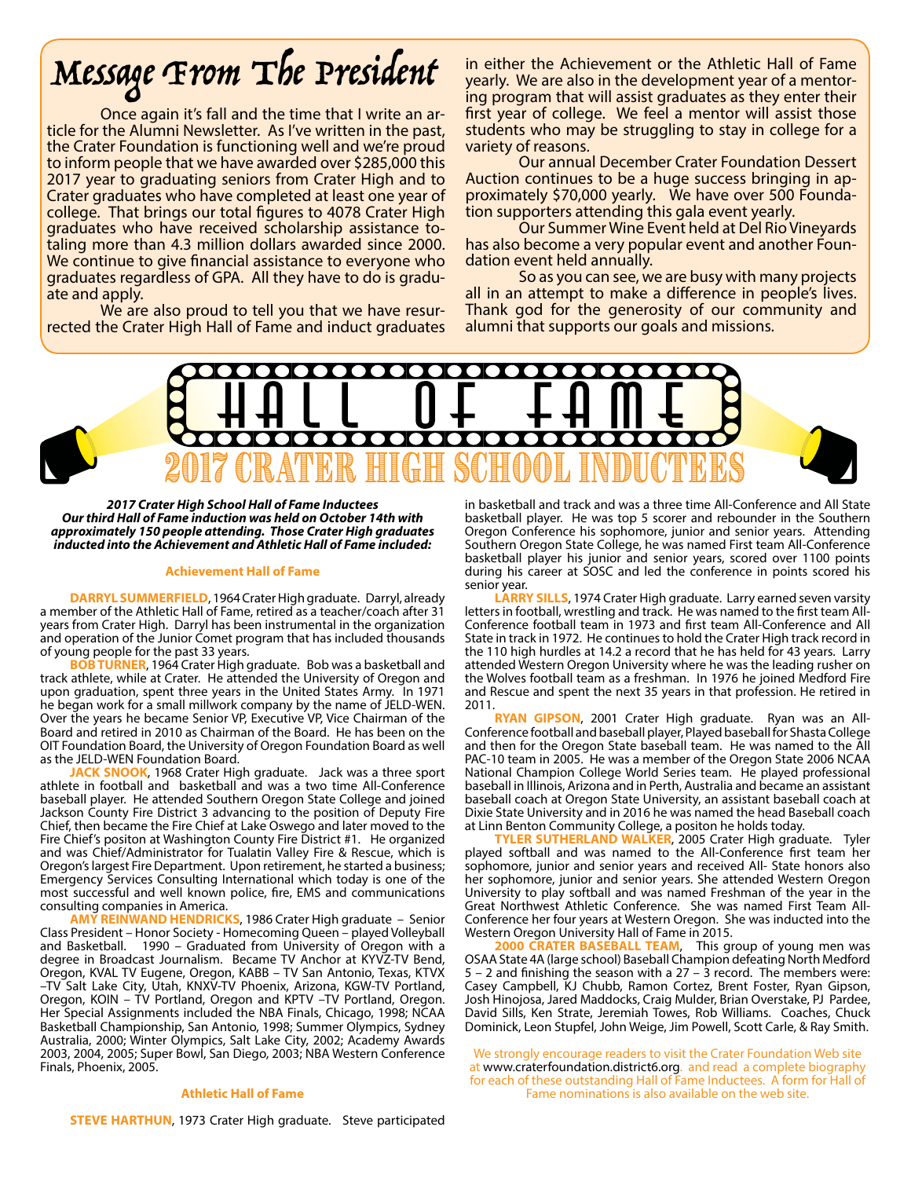# Message From The President

Once again it's fall and the time that I write an article for the Alumni Newsletter. As I've written in the past, the Crater Foundation is functioning well and we're proud to inform people that we have awarded over $285,000 this 2017 year to graduating seniors from Crater High and to Crater graduates who have completed at least one year of college. That brings our total figures to 4078 Crater High graduates who have received scholarship assistance totaling more than 4.3 million dollars awarded since 2000. We continue to give financial assistance to everyone who graduates regardless of GPA. All they have to do is graduate and apply.

We are also proud to tell you that we have resurrected the Crater High Hall of Fame and induct graduates in either the Achievement or the Athletic Hall of Fame yearly. We are also in the development year of a mentoring program that will assist graduates as they enter their first year of college. We feel a mentor will assist those students who may be struggling to stay in college for a variety of reasons.

Our annual December Crater Foundation Dessert Auction continues to be a huge success bringing in approximately $70,000 yearly. We have over 500 Foundation supporters attending this gala event yearly.

Our Summer Wine Event held at Del Rio Vineyards has also become a very popular event and another Foundation event held annually.

So as you can see, we are busy with many projects all in an attempt to make a difference in people's lives. Thank god for the generosity of our community and alumni that supports our goals and missions.

# HALL OF FAME

## 2017 CRATER HIGH SCHOOL INDUCTEES

***2017 Crater High School Hall of Fame Inductees***
***Our third Hall of Fame induction was held on October 14th with approximately 150 people attending. Those Crater High graduates inducted into the Achievement and Athletic Hall of Fame included:***

### Achievement Hall of Fame

**DARRYL SUMMERFIELD**, 1964 Crater High graduate. Darryl, already a member of the Athletic Hall of Fame, retired as a teacher/coach after 31 years from Crater High. Darryl has been instrumental in the organization and operation of the Junior Comet program that has included thousands of young people for the past 33 years.

**BOB TURNER**, 1964 Crater High graduate. Bob was a basketball and track athlete, while at Crater. He attended the University of Oregon and upon graduation, spent three years in the United States Army. In 1971 he began work for a small millwork company by the name of JELD-WEN. Over the years he became Senior VP, Executive VP, Vice Chairman of the Board and retired in 2010 as Chairman of the Board. He has been on the OIT Foundation Board, the University of Oregon Foundation Board as well as the JELD-WEN Foundation Board.

**JACK SNOOK**, 1968 Crater High graduate. Jack was a three sport athlete in football and basketball and was a two time All-Conference baseball player. He attended Southern Oregon State College and joined Jackson County Fire District 3 advancing to the position of Deputy Fire Chief, then became the Fire Chief at Lake Oswego and later moved to the Fire Chief's positon at Washington County Fire District #1. He organized and was Chief/Administrator for Tualatin Valley Fire & Rescue, which is Oregon's largest Fire Department. Upon retirement, he started a business; Emergency Services Consulting International which today is one of the most successful and well known police, fire, EMS and communications consulting companies in America.

**AMY REINWAND HENDRICKS**, 1986 Crater High graduate – Senior Class President – Honor Society - Homecoming Queen – played Volleyball and Basketball. 1990 – Graduated from University of Oregon with a degree in Broadcast Journalism. Became TV Anchor at KYVZ-TV Bend, Oregon, KVAL TV Eugene, Oregon, KABB – TV San Antonio, Texas, KTVX –TV Salt Lake City, Utah, KNXV-TV Phoenix, Arizona, KGW-TV Portland, Oregon, KOIN – TV Portland, Oregon and KPTV –TV Portland, Oregon. Her Special Assignments included the NBA Finals, Chicago, 1998; NCAA Basketball Championship, San Antonio, 1998; Summer Olympics, Sydney Australia, 2000; Winter Olympics, Salt Lake City, 2002; Academy Awards 2003, 2004, 2005; Super Bowl, San Diego, 2003; NBA Western Conference Finals, Phoenix, 2005.

### Athletic Hall of Fame

**STEVE HARTHUN**, 1973 Crater High graduate. Steve participated in basketball and track and was a three time All-Conference and All State basketball player. He was top 5 scorer and rebounder in the Southern Oregon Conference his sophomore, junior and senior years. Attending Southern Oregon State College, he was named First team All-Conference basketball player his junior and senior years, scored over 1100 points during his career at SOSC and led the conference in points scored his senior year.

**LARRY SILLS**, 1974 Crater High graduate. Larry earned seven varsity letters in football, wrestling and track. He was named to the first team All-Conference football team in 1973 and first team All-Conference and All State in track in 1972. He continues to hold the Crater High track record in the 110 high hurdles at 14.2 a record that he has held for 43 years. Larry attended Western Oregon University where he was the leading rusher on the Wolves football team as a freshman. In 1976 he joined Medford Fire and Rescue and spent the next 35 years in that profession. He retired in 2011.

**RYAN GIPSON**, 2001 Crater High graduate. Ryan was an All-Conference football and baseball player, Played baseball for Shasta College and then for the Oregon State baseball team. He was named to the All PAC-10 team in 2005. He was a member of the Oregon State 2006 NCAA National Champion College World Series team. He played professional baseball in Illinois, Arizona and in Perth, Australia and became an assistant baseball coach at Oregon State University, an assistant baseball coach at Dixie State University and in 2016 he was named the head Baseball coach at Linn Benton Community College, a positon he holds today.

**TYLER SUTHERLAND WALKER**, 2005 Crater High graduate. Tyler played softball and was named to the All-Conference first team her sophomore, junior and senior years and received All- State honors also her sophomore, junior and senior years. She attended Western Oregon University to play softball and was named Freshman of the year in the Great Northwest Athletic Conference. She was named First Team All-Conference her four years at Western Oregon. She was inducted into the Western Oregon University Hall of Fame in 2015.

**2000 CRATER BASEBALL TEAM**, This group of young men was OSAA State 4A (large school) Baseball Champion defeating North Medford 5 – 2 and finishing the season with a 27 – 3 record. The members were: Casey Campbell, KJ Chubb, Ramon Cortez, Brent Foster, Ryan Gipson, Josh Hinojosa, Jared Maddocks, Craig Mulder, Brian Overstake, PJ Pardee, David Sills, Ken Strate, Jeremiah Towes, Rob Williams. Coaches, Chuck Dominick, Leon Stupfel, John Weige, Jim Powell, Scott Carle, & Ray Smith.

We strongly encourage readers to visit the Crater Foundation Web site at www.craterfoundation.district6.org and read a complete biography for each of these outstanding Hall of Fame Inductees. A form for Hall of Fame nominations is also available on the web site.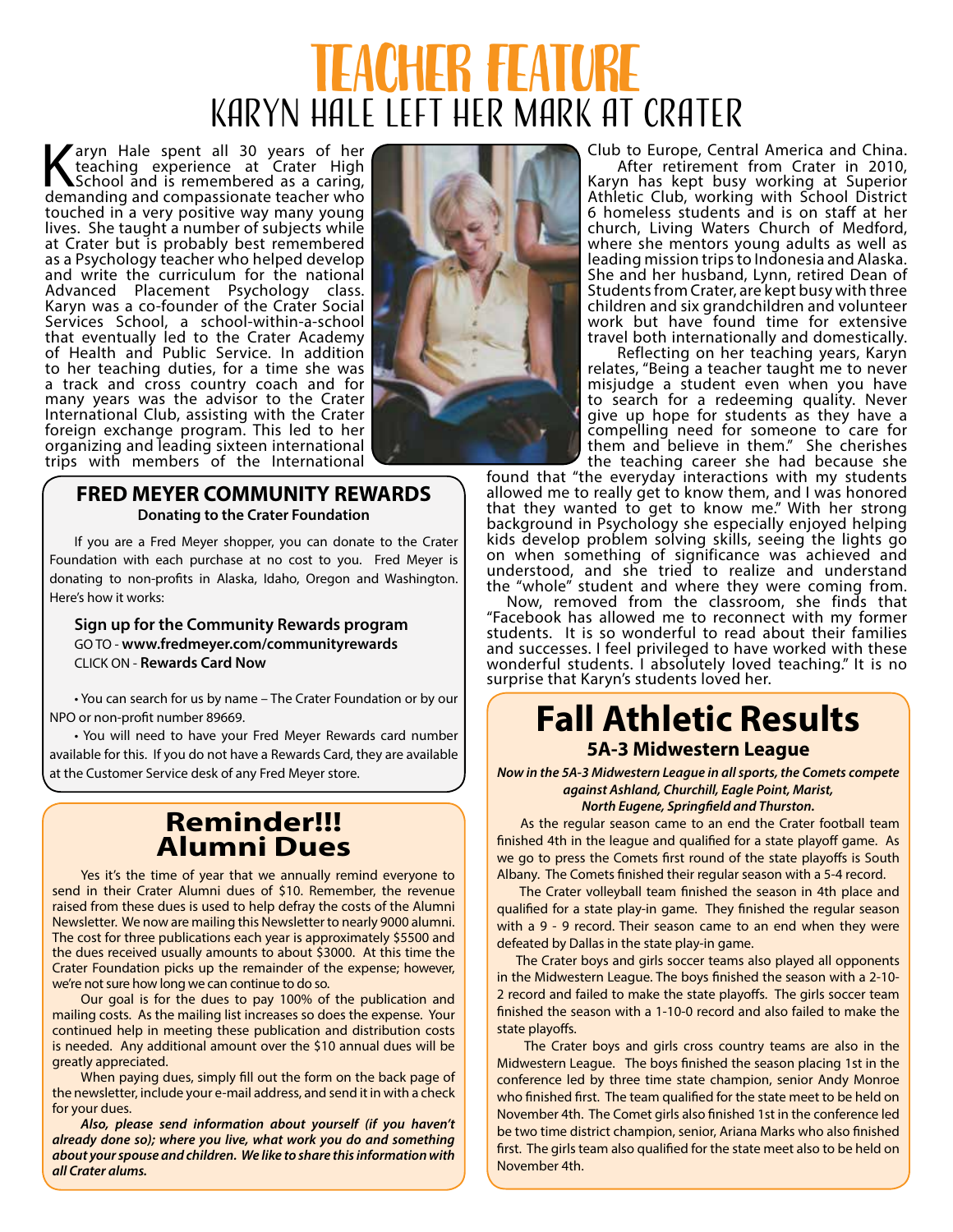# TEACHER FEATURE

## KARYN HALE LEFT HER MARK AT CRATER

Karyn Hale spent all 30 years of her teaching experience at Crater High School and is remembered as a caring, demanding and compassionate teacher who touched in a very positive way many young lives. She taught a number of subjects while at Crater but is probably best remembered as a Psychology teacher who helped develop and write the curriculum for the national Advanced Placement Psychology class. Karyn was a co-founder of the Crater Social Services School, a school-within-a-school that eventually led to the Crater Academy of Health and Public Service. In addition to her teaching duties, for a time she was a track and cross country coach and for many years was the advisor to the Crater International Club, assisting with the Crater foreign exchange program. This led to her organizing and leading sixteen international trips with members of the International Club to Europe, Central America and China.

After retirement from Crater in 2010, Karyn has kept busy working at Superior Athletic Club, working with School District 6 homeless students and is on staff at her church, Living Waters Church of Medford, where she mentors young adults as well as leading mission trips to Indonesia and Alaska. She and her husband, Lynn, retired Dean of Students from Crater, are kept busy with three children and six grandchildren and volunteer work but have found time for extensive travel both internationally and domestically.

Reflecting on her teaching years, Karyn relates, "Being a teacher taught me to never misjudge a student even when you have to search for a redeeming quality. Never give up hope for students as they have a compelling need for someone to care for them and believe in them." She cherishes the teaching career she had because she found that "the everyday interactions with my students allowed me to really get to know them, and I was honored that they wanted to get to know me." With her strong background in Psychology she especially enjoyed helping kids develop problem solving skills, seeing the lights go on when something of significance was achieved and understood, and she tried to realize and understand the "whole" student and where they were coming from.

Now, removed from the classroom, she finds that "Facebook has allowed me to reconnect with my former students. It is so wonderful to read about their families and successes. I feel privileged to have worked with these wonderful students. I absolutely loved teaching." It is no surprise that Karyn's students loved her.

## FRED MEYER COMMUNITY REWARDS

**Donating to the Crater Foundation**

If you are a Fred Meyer shopper, you can donate to the Crater Foundation with each purchase at no cost to you. Fred Meyer is donating to non-profits in Alaska, Idaho, Oregon and Washington. Here's how it works:

**Sign up for the Community Rewards program**
GO TO - **www.fredmeyer.com/communityrewards**
CLICK ON - **Rewards Card Now**

• You can search for us by name – The Crater Foundation or by our NPO or non-profit number 89669.

• You will need to have your Fred Meyer Rewards card number available for this. If you do not have a Rewards Card, they are available at the Customer Service desk of any Fred Meyer store.

## Reminder!!! Alumni Dues

Yes it's the time of year that we annually remind everyone to send in their Crater Alumni dues of $10. Remember, the revenue raised from these dues is used to help defray the costs of the Alumni Newsletter. We now are mailing this Newsletter to nearly 9000 alumni. The cost for three publications each year is approximately $5500 and the dues received usually amounts to about $3000. At this time the Crater Foundation picks up the remainder of the expense; however, we're not sure how long we can continue to do so.

Our goal is for the dues to pay 100% of the publication and mailing costs. As the mailing list increases so does the expense. Your continued help in meeting these publication and distribution costs is needed. Any additional amount over the $10 annual dues will be greatly appreciated.

When paying dues, simply fill out the form on the back page of the newsletter, include your e-mail address, and send it in with a check for your dues.

***Also, please send information about yourself (if you haven't already done so); where you live, what work you do and something about your spouse and children. We like to share this information with all Crater alums.***

## Fall Athletic Results

**5A-3 Midwestern League**

***Now in the 5A-3 Midwestern League in all sports, the Comets compete against Ashland, Churchill, Eagle Point, Marist, North Eugene, Springfield and Thurston.***

As the regular season came to an end the Crater football team finished 4th in the league and qualified for a state playoff game. As we go to press the Comets first round of the state playoffs is South Albany. The Comets finished their regular season with a 5-4 record.

The Crater volleyball team finished the season in 4th place and qualified for a state play-in game. They finished the regular season with a 9 - 9 record. Their season came to an end when they were defeated by Dallas in the state play-in game.

The Crater boys and girls soccer teams also played all opponents in the Midwestern League. The boys finished the season with a 2-10-2 record and failed to make the state playoffs. The girls soccer team finished the season with a 1-10-0 record and also failed to make the state playoffs.

The Crater boys and girls cross country teams are also in the Midwestern League. The boys finished the season placing 1st in the conference led by three time state champion, senior Andy Monroe who finished first. The team qualified for the state meet to be held on November 4th. The Comet girls also finished 1st in the conference led be two time district champion, senior, Ariana Marks who also finished first. The girls team also qualified for the state meet also to be held on November 4th.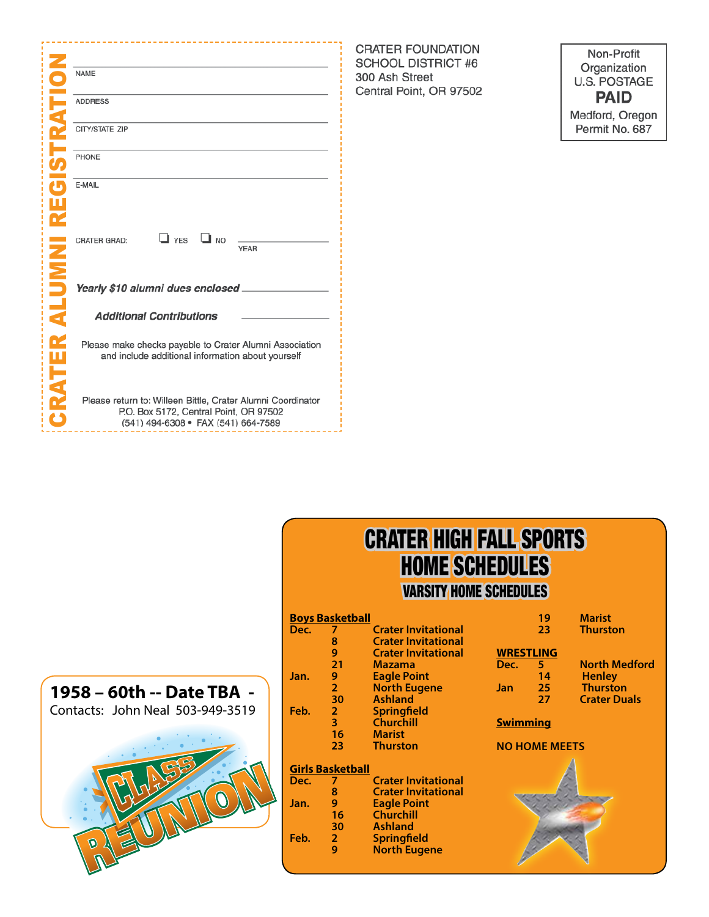## CRATER ALUMNI REGISTRATION

NAME

ADDRESS

CITY/STATE ZIP

PHONE

E-MAIL

CRATER GRAD: ❑ YES ❑ NO YEAR

*Yearly $10 alumni dues enclosed* ____________

*Additional Contributions* ____________

Please make checks payable to Crater Alumni Association and include additional information about yourself

Please return to: Willeen Bittle, Crater Alumni Coordinator
P.O. Box 5172, Central Point, OR 97502
(541) 494-6308 • FAX (541) 664-7589

CRATER FOUNDATION
SCHOOL DISTRICT #6
300 Ash Street
Central Point, OR 97502

Non-Profit
Organization
U.S. POSTAGE
**PAID**
Medford, Oregon
Permit No. 687

**1958 – 60th -- Date TBA -**
Contacts: John Neal 503-949-3519

# CRATER HIGH FALL SPORTS HOME SCHEDULES

## VARSITY HOME SCHEDULES

**Boys Basketball**

| | | |
|---|---|---|
| Dec. | 7 | Crater Invitational |
| | 8 | Crater Invitational |
| | 9 | Crater Invitational |
| | 21 | Mazama |
| Jan. | 9 | Eagle Point |
| | 2 | North Eugene |
| | 30 | Ashland |
| Feb. | 2 | Springfield |
| | 3 | Churchill |
| | 16 | Marist |
| | 23 | Thurston |
| | 19 | Marist |
| | 23 | Thurston |

**Girls Basketball**

| | | |
|---|---|---|
| Dec. | 7 | Crater Invitational |
| | 8 | Crater Invitational |
| Jan. | 9 | Eagle Point |
| | 16 | Churchill |
| | 30 | Ashland |
| Feb. | 2 | Springfield |
| | 9 | North Eugene |

**WRESTLING**

| | | |
|---|---|---|
| Dec. | 5 | North Medford |
| | 14 | Henley |
| Jan | 25 | Thurston |
| | 27 | Crater Duals |

**Swimming**

NO HOME MEETS